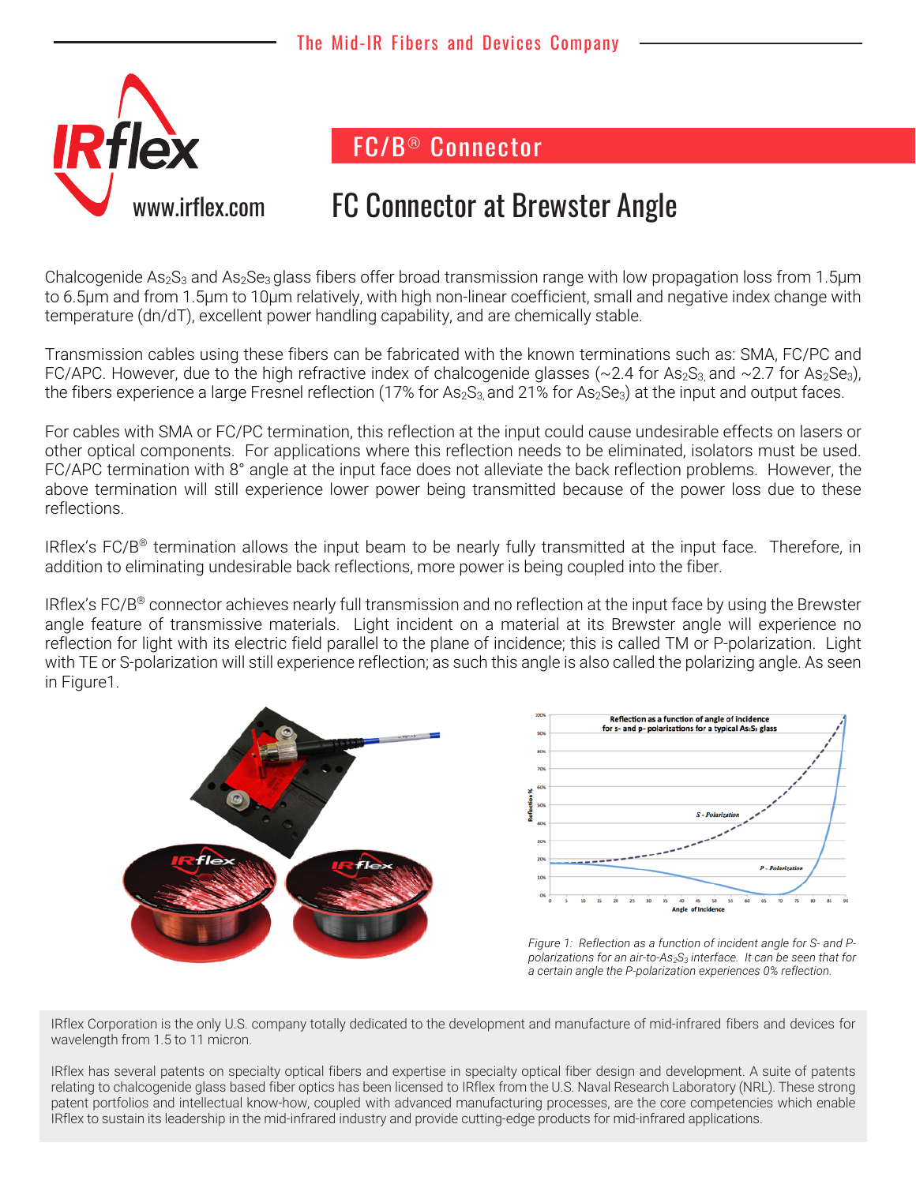# FC/B® Connector

## FC Connector at Brewster Angle

Chalcogenide $As_2S_3$ and $As_2Se_3$ glass fibers offer broad transmission range with low propagation loss from 1.5µm to 6.5µm and from 1.5µm to 10µm relatively, with high non-linear coefficient, small and negative index change with temperature (dn/dT), excellent power handling capability, and are chemically stable.

Transmission cables using these fibers can be fabricated with the known terminations such as: SMA, FC/PC and FC/APC. However, due to the high refractive index of chalcogenide glasses (~2.4 for $As_2S_3$ and ~2.7 for $As_2Se_3$), the fibers experience a large Fresnel reflection (17% for $As_2S_3$ and 21% for $As_2Se_3$) at the input and output faces.

For cables with SMA or FC/PC termination, this reflection at the input could cause undesirable effects on lasers or other optical components. For applications where this reflection needs to be eliminated, isolators must be used. FC/APC termination with 8° angle at the input face does not alleviate the back reflection problems. However, the above termination will still experience lower power being transmitted because of the power loss due to these reflections.

IRflex's FC/B® termination allows the input beam to be nearly fully transmitted at the input face. Therefore, in addition to eliminating undesirable back reflections, more power is being coupled into the fiber.

IRflex's FC/B® connector achieves nearly full transmission and no reflection at the input face by using the Brewster angle feature of transmissive materials. Light incident on a material at its Brewster angle will experience no reflection for light with its electric field parallel to the plane of incidence; this is called TM or P-polarization. Light with TE or S-polarization will still experience reflection; as such this angle is also called the polarizing angle. As seen in Figure1.

*Figure 1: Reflection as a function of incident angle for S- and P-polarizations for an air-to-$As_2S_3$ interface. It can be seen that for a certain angle the P-polarization experiences 0% reflection.*

IRflex Corporation is the only U.S. company totally dedicated to the development and manufacture of mid-infrared fibers and devices for wavelength from 1.5 to 11 micron.

IRflex has several patents on specialty optical fibers and expertise in specialty optical fiber design and development. A suite of patents relating to chalcogenide glass based fiber optics has been licensed to IRflex from the U.S. Naval Research Laboratory (NRL). These strong patent portfolios and intellectual know-how, coupled with advanced manufacturing processes, are the core competencies which enable IRflex to sustain its leadership in the mid-infrared industry and provide cutting-edge products for mid-infrared applications.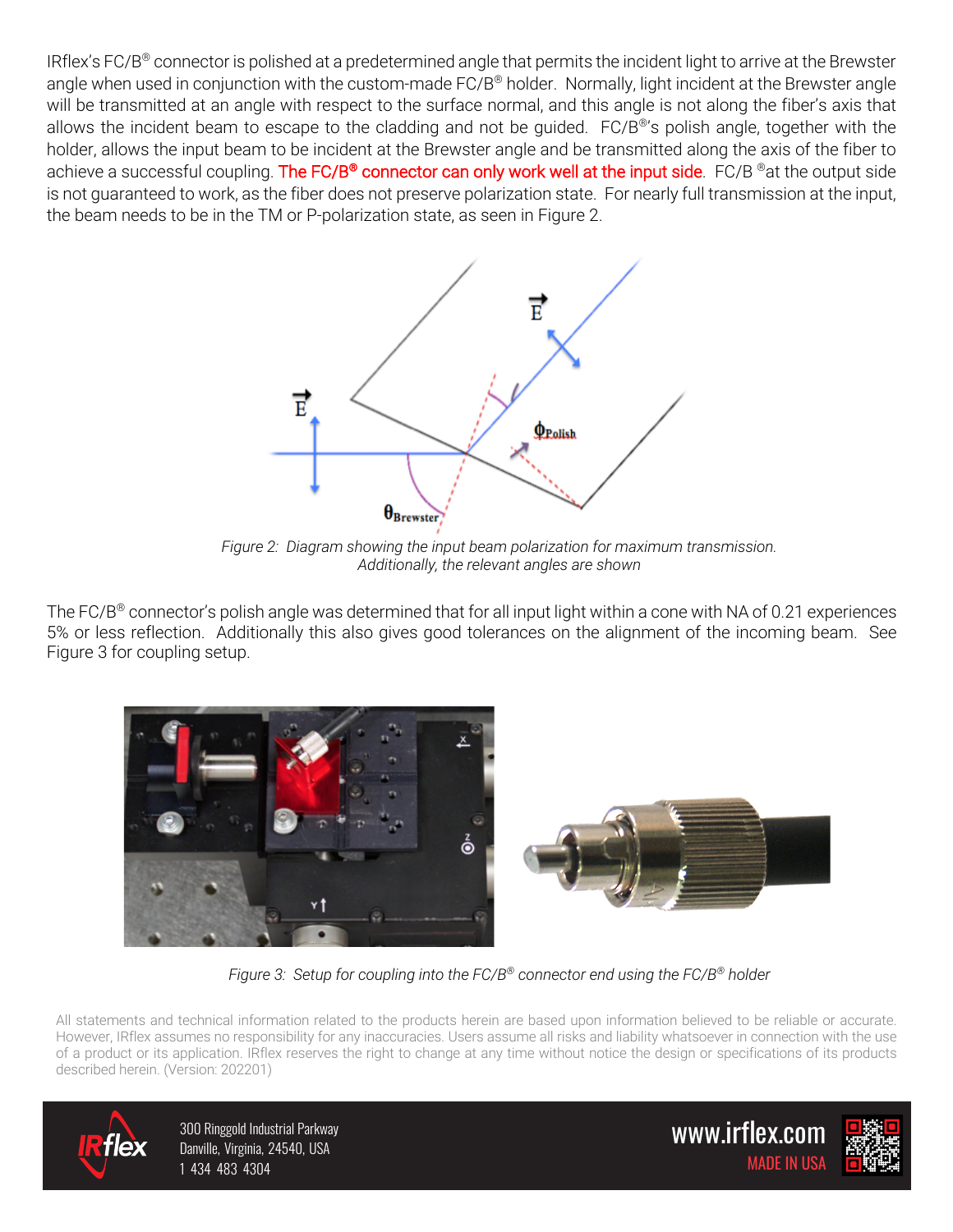IRflex's FC/B® connector is polished at a predetermined angle that permits the incident light to arrive at the Brewster angle when used in conjunction with the custom-made FC/B® holder. Normally, light incident at the Brewster angle will be transmitted at an angle with respect to the surface normal, and this angle is not along the fiber's axis that allows the incident beam to escape to the cladding and not be guided. FC/B®'s polish angle, together with the holder, allows the input beam to be incident at the Brewster angle and be transmitted along the axis of the fiber to achieve a successful coupling. The FC/B® connector can only work well at the input side. FC/B ®at the output side is not guaranteed to work, as the fiber does not preserve polarization state. For nearly full transmission at the input, the beam needs to be in the TM or P-polarization state, as seen in Figure 2.

$\vec{E}$

$\vec{E}$

$\phi_{Polish}$

$\theta_{Brewster}$

*Figure 2: Diagram showing the input beam polarization for maximum transmission. Additionally, the relevant angles are shown*

The FC/B® connector's polish angle was determined that for all input light within a cone with NA of 0.21 experiences 5% or less reflection. Additionally this also gives good tolerances on the alignment of the incoming beam. See Figure 3 for coupling setup.

*Figure 3: Setup for coupling into the FC/B® connector end using the FC/B® holder*

All statements and technical information related to the products herein are based upon information believed to be reliable or accurate. However, IRflex assumes no responsibility for any inaccuracies. Users assume all risks and liability whatsoever in connection with the use of a product or its application. IRflex reserves the right to change at any time without notice the design or specifications of its products described herein. (Version: 202201)

300 Ringgold Industrial Parkway
Danville, Virginia, 24540, USA
1 434 483 4304

www.irflex.com
MADE IN USA